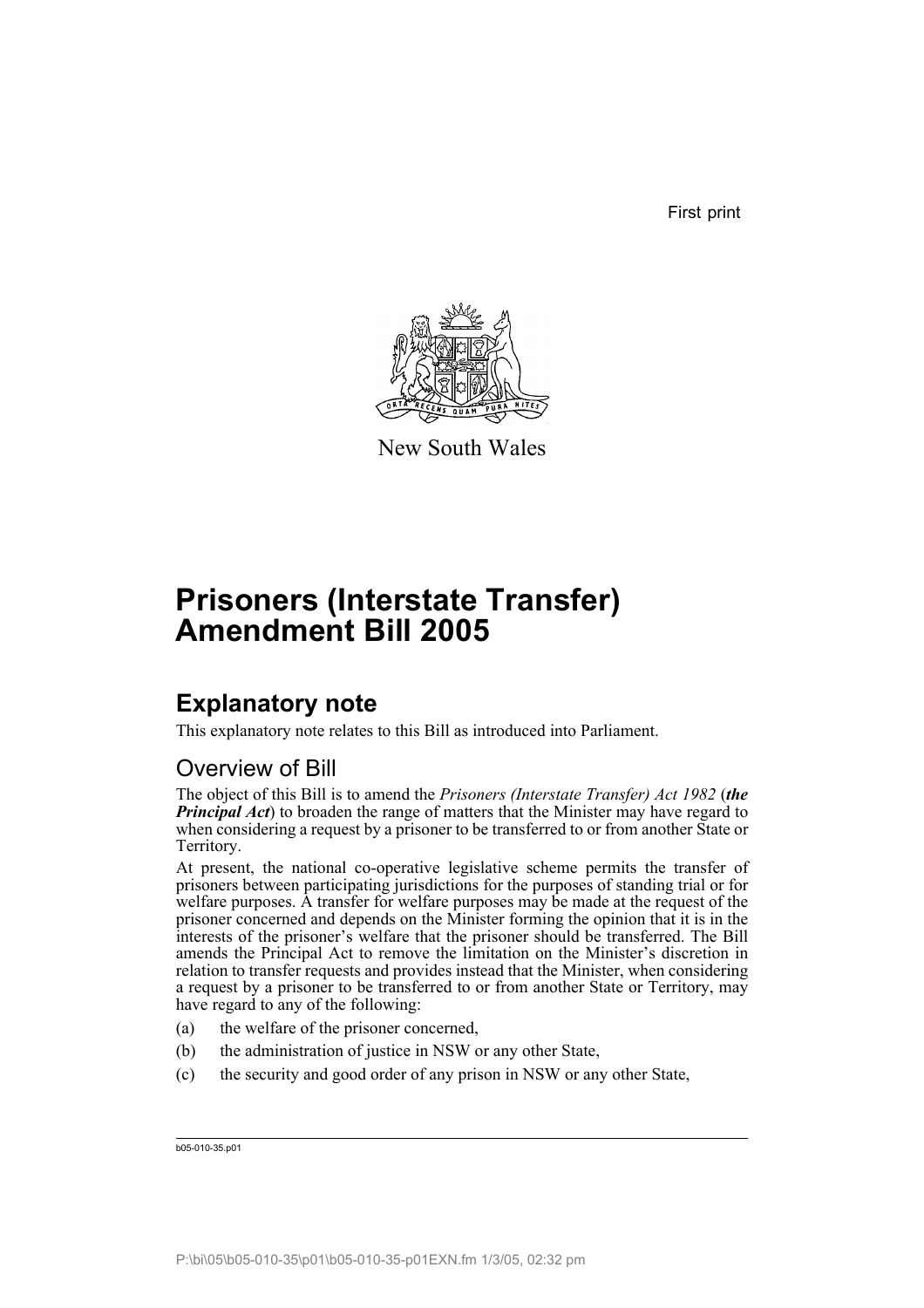First print

New South Wales

# Prisoners (Interstate Transfer) Amendment Bill 2005

## Explanatory note

This explanatory note relates to this Bill as introduced into Parliament.

### Overview of Bill

The object of this Bill is to amend the *Prisoners (Interstate Transfer) Act 1982* (***the Principal Act***) to broaden the range of matters that the Minister may have regard to when considering a request by a prisoner to be transferred to or from another State or Territory.

At present, the national co-operative legislative scheme permits the transfer of prisoners between participating jurisdictions for the purposes of standing trial or for welfare purposes. A transfer for welfare purposes may be made at the request of the prisoner concerned and depends on the Minister forming the opinion that it is in the interests of the prisoner's welfare that the prisoner should be transferred. The Bill amends the Principal Act to remove the limitation on the Minister's discretion in relation to transfer requests and provides instead that the Minister, when considering a request by a prisoner to be transferred to or from another State or Territory, may have regard to any of the following:

(a) the welfare of the prisoner concerned,

(b) the administration of justice in NSW or any other State,

(c) the security and good order of any prison in NSW or any other State,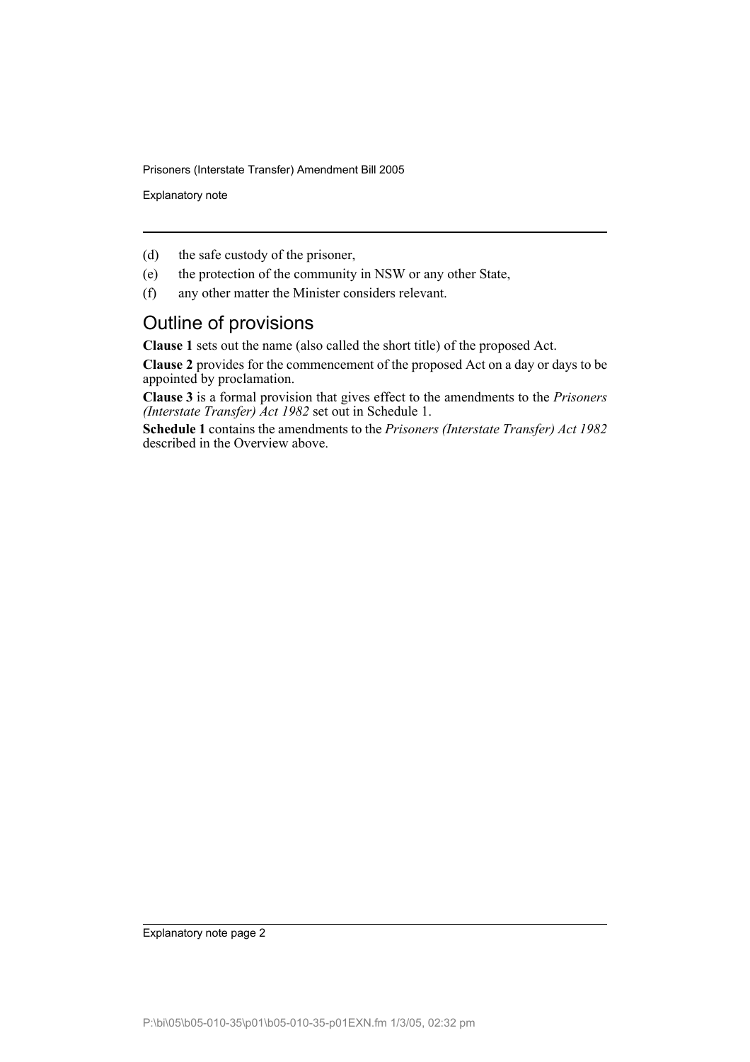(d) the safe custody of the prisoner,

(e) the protection of the community in NSW or any other State,

(f) any other matter the Minister considers relevant.

## Outline of provisions

**Clause 1** sets out the name (also called the short title) of the proposed Act.

**Clause 2** provides for the commencement of the proposed Act on a day or days to be appointed by proclamation.

**Clause 3** is a formal provision that gives effect to the amendments to the *Prisoners (Interstate Transfer) Act 1982* set out in Schedule 1.

**Schedule 1** contains the amendments to the *Prisoners (Interstate Transfer) Act 1982* described in the Overview above.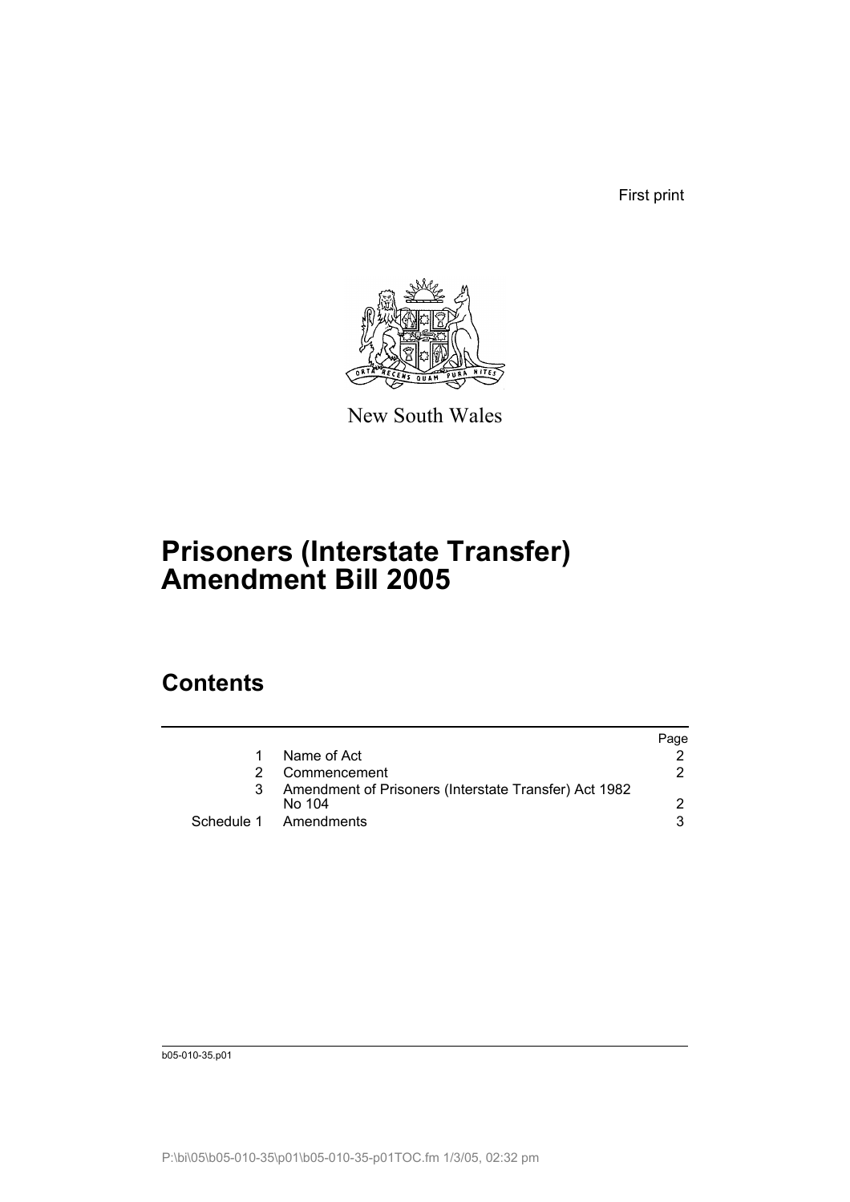First print

New South Wales

# Prisoners (Interstate Transfer) Amendment Bill 2005

## Contents

| | | Page |
|---|---|---|
| 1 | Name of Act | 2 |
| 2 | Commencement | 2 |
| 3 | Amendment of Prisoners (Interstate Transfer) Act 1982 No 104 | 2 |
| Schedule 1 | Amendments | 3 |

b05-010-35.p01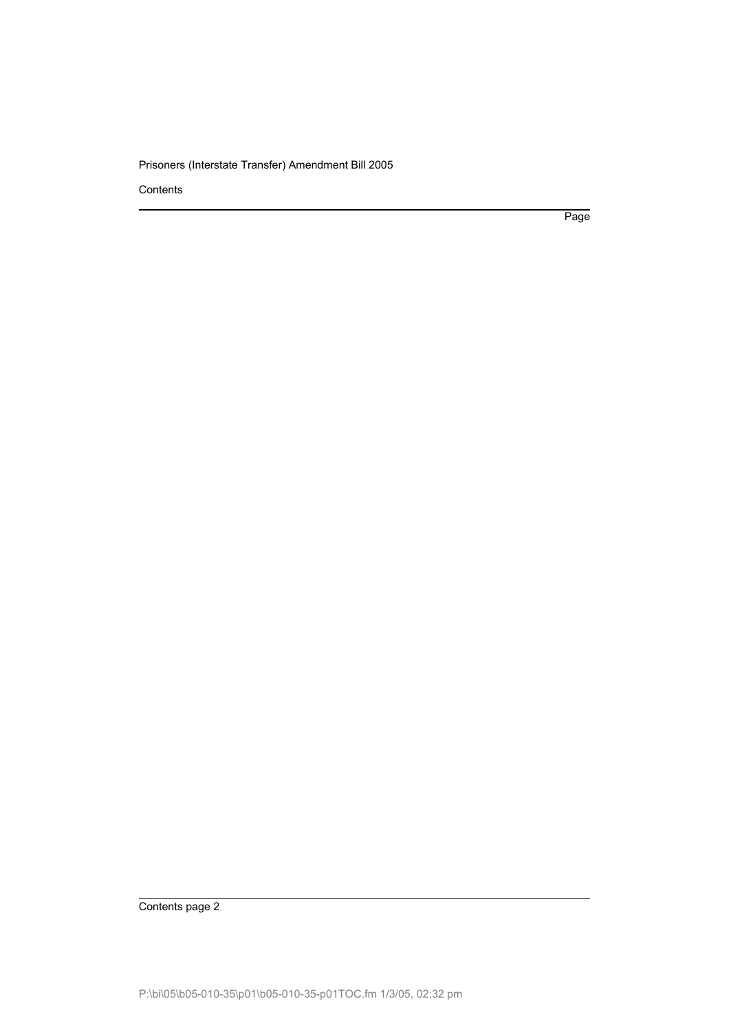Contents

Page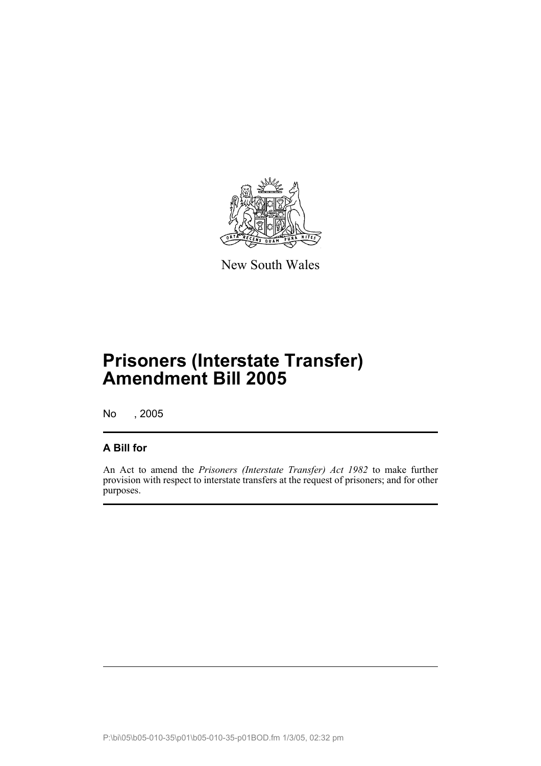New South Wales

# Prisoners (Interstate Transfer) Amendment Bill 2005

No , 2005

## A Bill for

An Act to amend the *Prisoners (Interstate Transfer) Act 1982* to make further provision with respect to interstate transfers at the request of prisoners; and for other purposes.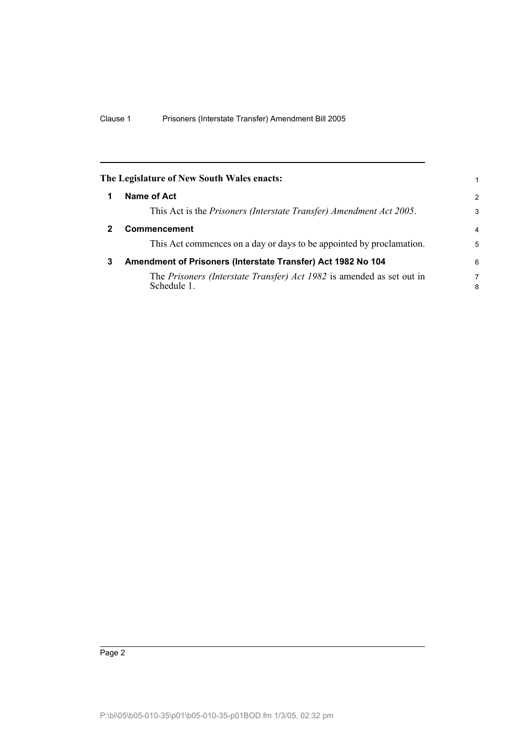**The Legislature of New South Wales enacts:**

## 1 Name of Act

This Act is the *Prisoners (Interstate Transfer) Amendment Act 2005*.

## 2 Commencement

This Act commences on a day or days to be appointed by proclamation.

## 3 Amendment of Prisoners (Interstate Transfer) Act 1982 No 104

The *Prisoners (Interstate Transfer) Act 1982* is amended as set out in Schedule 1.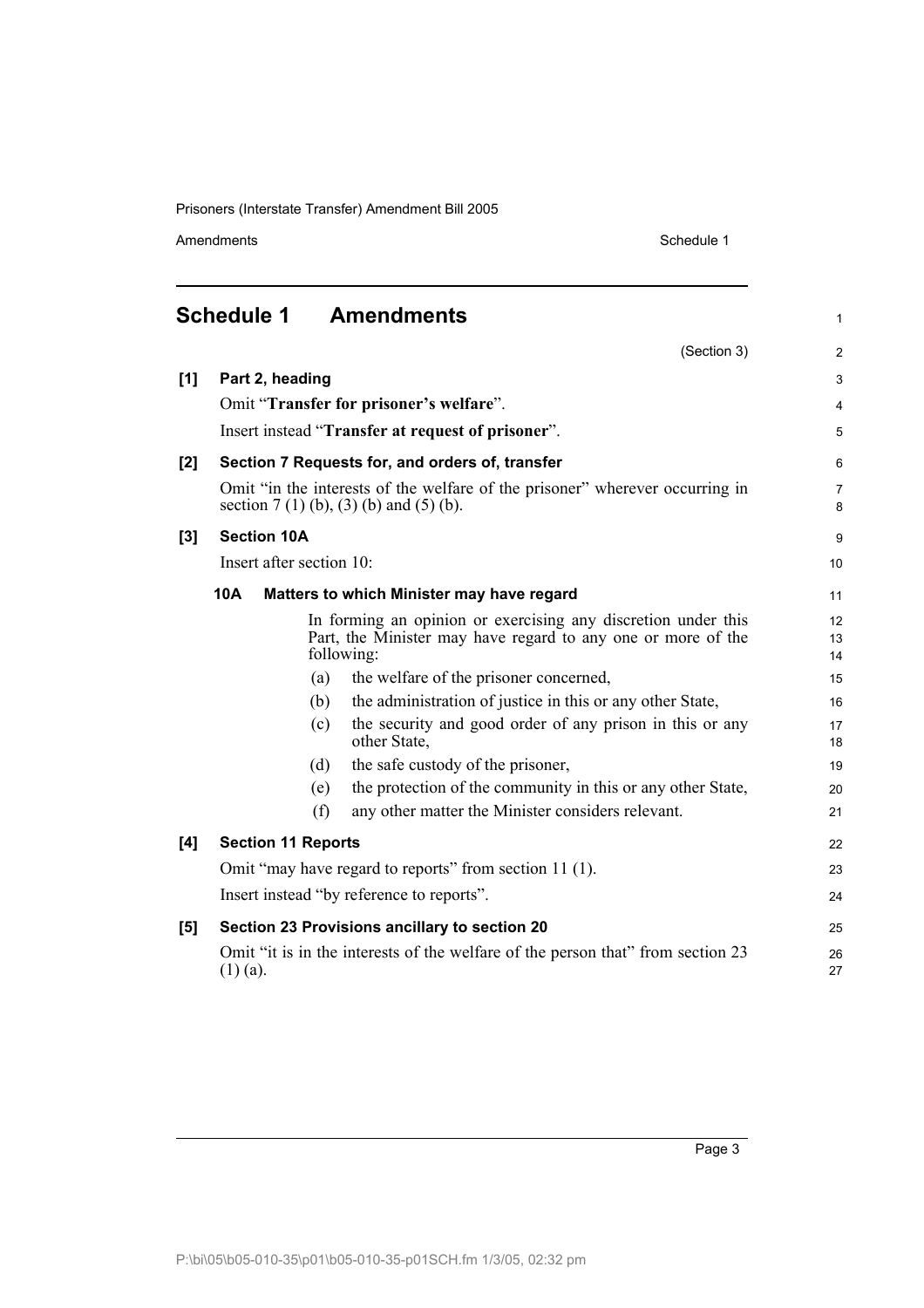# Schedule 1 Amendments

(Section 3)

**[1] Part 2, heading**

Omit "**Transfer for prisoner's welfare**".

Insert instead "**Transfer at request of prisoner**".

**[2] Section 7 Requests for, and orders of, transfer**

Omit "in the interests of the welfare of the prisoner" wherever occurring in section 7 (1) (b), (3) (b) and (5) (b).

**[3] Section 10A**

Insert after section 10:

**10A Matters to which Minister may have regard**

In forming an opinion or exercising any discretion under this Part, the Minister may have regard to any one or more of the following:

(a) the welfare of the prisoner concerned,

(b) the administration of justice in this or any other State,

(c) the security and good order of any prison in this or any other State,

(d) the safe custody of the prisoner,

(e) the protection of the community in this or any other State,

(f) any other matter the Minister considers relevant.

**[4] Section 11 Reports**

Omit "may have regard to reports" from section 11 (1).

Insert instead "by reference to reports".

**[5] Section 23 Provisions ancillary to section 20**

Omit "it is in the interests of the welfare of the person that" from section 23 (1) (a).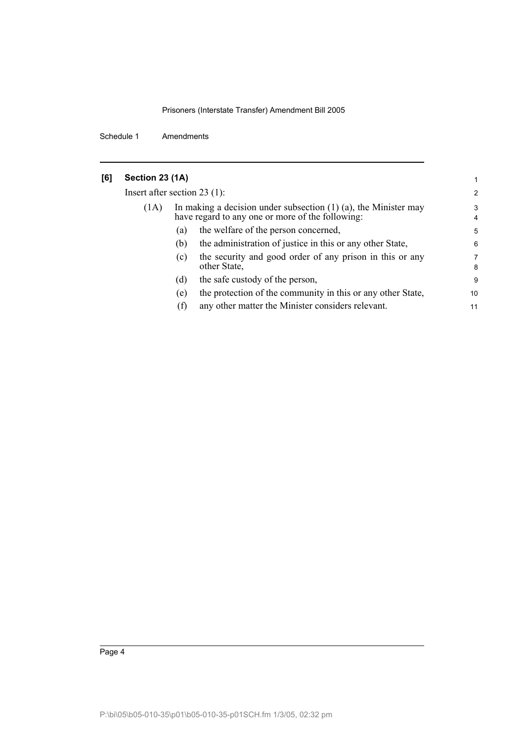**[6] Section 23 (1A)**

Insert after section 23 (1):

(1A) In making a decision under subsection (1) (a), the Minister may have regard to any one or more of the following:

- (a) the welfare of the person concerned,
- (b) the administration of justice in this or any other State,
- (c) the security and good order of any prison in this or any other State,
- (d) the safe custody of the person,
- (e) the protection of the community in this or any other State,
- (f) any other matter the Minister considers relevant.